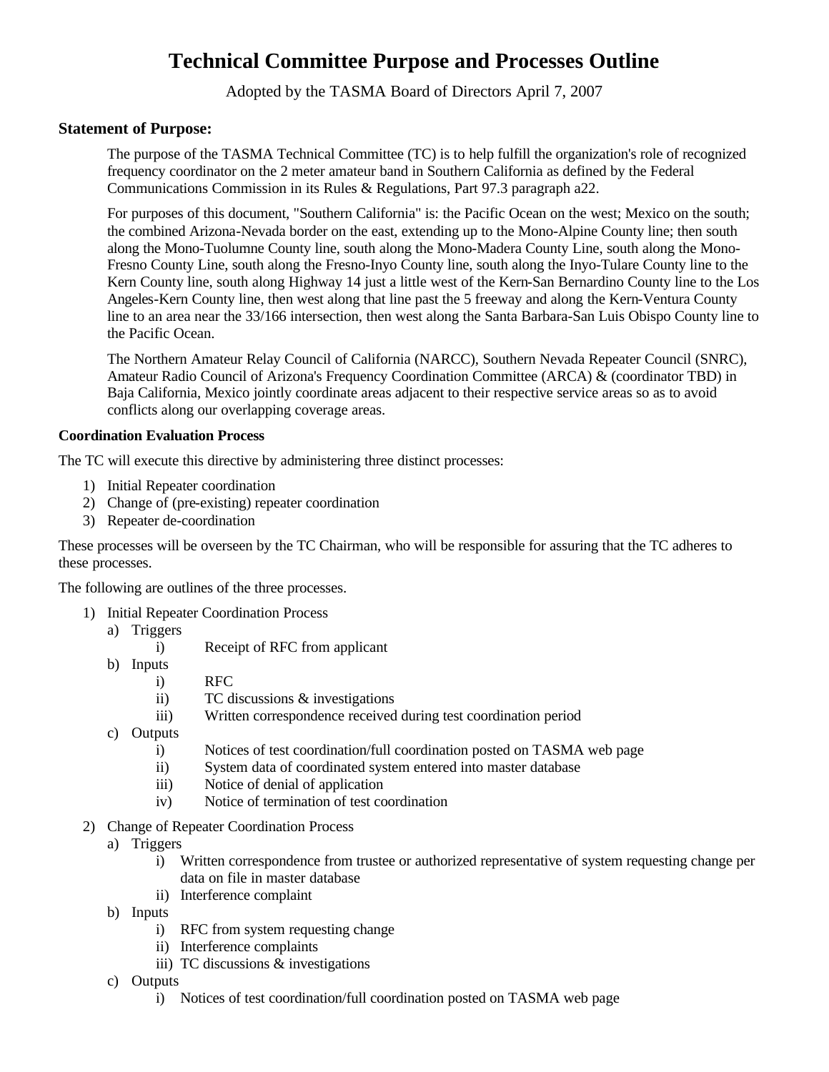# Technical Committee Purpose and Processes Outline

Adopted by the TASMA Board of Directors April 7, 2007

### Statement of Purpose:

The purpose of the TASMA Technical Committee (TC) is to help fulfill the organization's role of recognized frequency coordinator on the 2 meter amateur band in Southern California as defined by the Federal Communications Commission in its Rules & Regulations, Part 97.3 paragraph a22.

For purposes of this document, "Southern California" is: the Pacific Ocean on the west; Mexico on the south; the combined Arizona-Nevada border on the east, extending up to the Mono-Alpine County line; then south along the Mono-Tuolumne County line, south along the Mono-Madera County Line, south along the Mono-Fresno County Line, south along the Fresno-Inyo County line, south along the Inyo-Tulare County line to the Kern County line, south along Highway 14 just a little west of the Kern-San Bernardino County line to the Los Angeles-Kern County line, then west along that line past the 5 freeway and along the Kern-Ventura County line to an area near the 33/166 intersection, then west along the Santa Barbara-San Luis Obispo County line to the Pacific Ocean.

The Northern Amateur Relay Council of California (NARCC), Southern Nevada Repeater Council (SNRC), Amateur Radio Council of Arizona's Frequency Coordination Committee (ARCA) & (coordinator TBD) in Baja California, Mexico jointly coordinate areas adjacent to their respective service areas so as to avoid conflicts along our overlapping coverage areas.

**Coordination Evaluation Process**

The TC will execute this directive by administering three distinct processes:

1) Initial Repeater coordination
2) Change of (pre-existing) repeater coordination
3) Repeater de-coordination

These processes will be overseen by the TC Chairman, who will be responsible for assuring that the TC adheres to these processes.

The following are outlines of the three processes.

1) Initial Repeater Coordination Process
   a) Triggers
      i) Receipt of RFC from applicant
   b) Inputs
      i) RFC
      ii) TC discussions & investigations
      iii) Written correspondence received during test coordination period
   c) Outputs
      i) Notices of test coordination/full coordination posted on TASMA web page
      ii) System data of coordinated system entered into master database
      iii) Notice of denial of application
      iv) Notice of termination of test coordination
2) Change of Repeater Coordination Process
   a) Triggers
      i) Written correspondence from trustee or authorized representative of system requesting change per data on file in master database
      ii) Interference complaint
   b) Inputs
      i) RFC from system requesting change
      ii) Interference complaints
      iii) TC discussions & investigations
   c) Outputs
      i) Notices of test coordination/full coordination posted on TASMA web page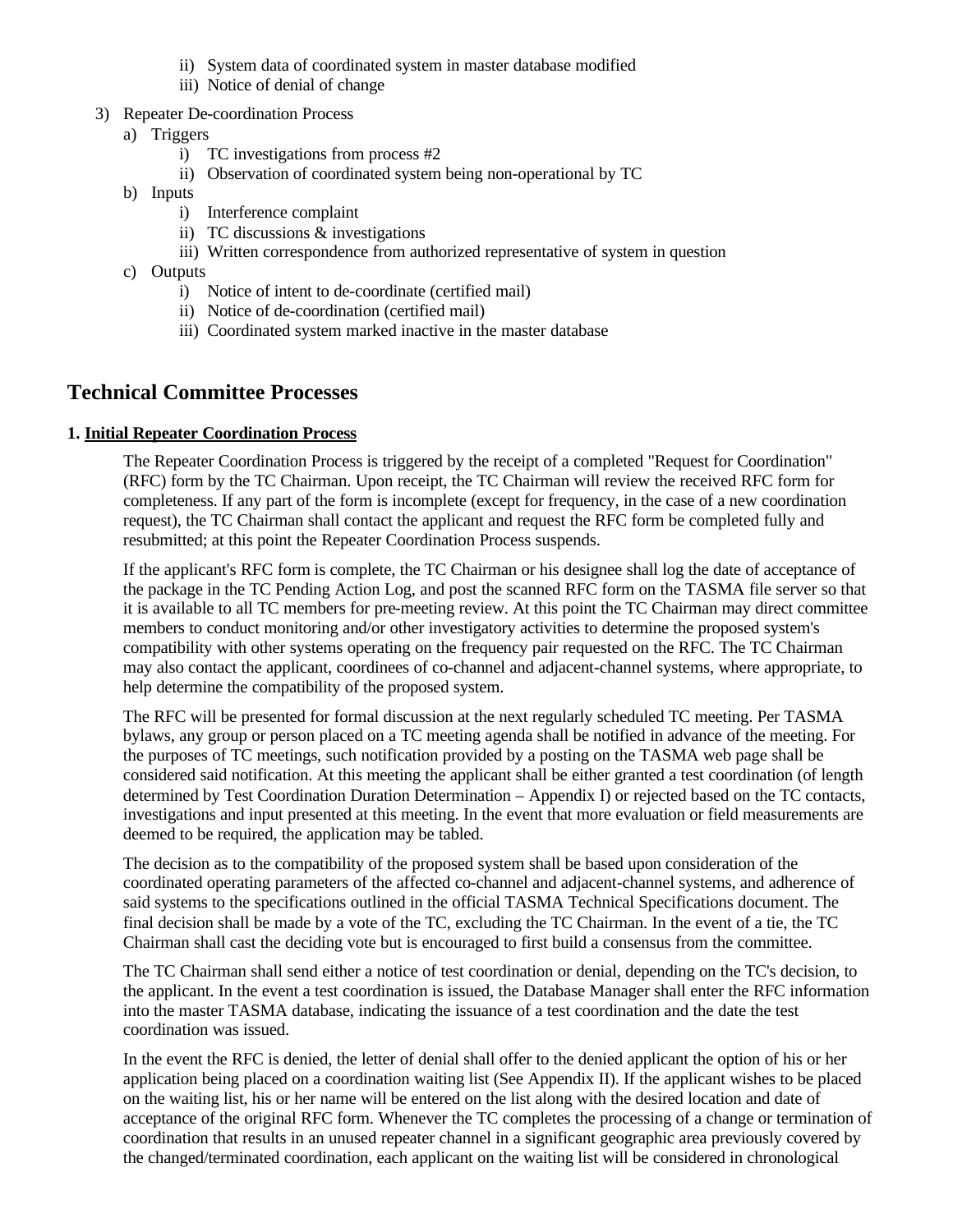ii) System data of coordinated system in master database modified
        iii) Notice of denial of change

3) Repeater De-coordination Process
    a) Triggers
        i) TC investigations from process #2
        ii) Observation of coordinated system being non-operational by TC
    b) Inputs
        i) Interference complaint
        ii) TC discussions & investigations
        iii) Written correspondence from authorized representative of system in question
    c) Outputs
        i) Notice of intent to de-coordinate (certified mail)
        ii) Notice of de-coordination (certified mail)
        iii) Coordinated system marked inactive in the master database

## Technical Committee Processes

**1. <u>Initial Repeater Coordination Process</u>**

The Repeater Coordination Process is triggered by the receipt of a completed "Request for Coordination" (RFC) form by the TC Chairman. Upon receipt, the TC Chairman will review the received RFC form for completeness. If any part of the form is incomplete (except for frequency, in the case of a new coordination request), the TC Chairman shall contact the applicant and request the RFC form be completed fully and resubmitted; at this point the Repeater Coordination Process suspends.

If the applicant's RFC form is complete, the TC Chairman or his designee shall log the date of acceptance of the package in the TC Pending Action Log, and post the scanned RFC form on the TASMA file server so that it is available to all TC members for pre-meeting review. At this point the TC Chairman may direct committee members to conduct monitoring and/or other investigatory activities to determine the proposed system's compatibility with other systems operating on the frequency pair requested on the RFC. The TC Chairman may also contact the applicant, coordinees of co-channel and adjacent-channel systems, where appropriate, to help determine the compatibility of the proposed system.

The RFC will be presented for formal discussion at the next regularly scheduled TC meeting. Per TASMA bylaws, any group or person placed on a TC meeting agenda shall be notified in advance of the meeting. For the purposes of TC meetings, such notification provided by a posting on the TASMA web page shall be considered said notification. At this meeting the applicant shall be either granted a test coordination (of length determined by Test Coordination Duration Determination – Appendix I) or rejected based on the TC contacts, investigations and input presented at this meeting. In the event that more evaluation or field measurements are deemed to be required, the application may be tabled.

The decision as to the compatibility of the proposed system shall be based upon consideration of the coordinated operating parameters of the affected co-channel and adjacent-channel systems, and adherence of said systems to the specifications outlined in the official TASMA Technical Specifications document. The final decision shall be made by a vote of the TC, excluding the TC Chairman. In the event of a tie, the TC Chairman shall cast the deciding vote but is encouraged to first build a consensus from the committee.

The TC Chairman shall send either a notice of test coordination or denial, depending on the TC's decision, to the applicant. In the event a test coordination is issued, the Database Manager shall enter the RFC information into the master TASMA database, indicating the issuance of a test coordination and the date the test coordination was issued.

In the event the RFC is denied, the letter of denial shall offer to the denied applicant the option of his or her application being placed on a coordination waiting list (See Appendix II). If the applicant wishes to be placed on the waiting list, his or her name will be entered on the list along with the desired location and date of acceptance of the original RFC form. Whenever the TC completes the processing of a change or termination of coordination that results in an unused repeater channel in a significant geographic area previously covered by the changed/terminated coordination, each applicant on the waiting list will be considered in chronological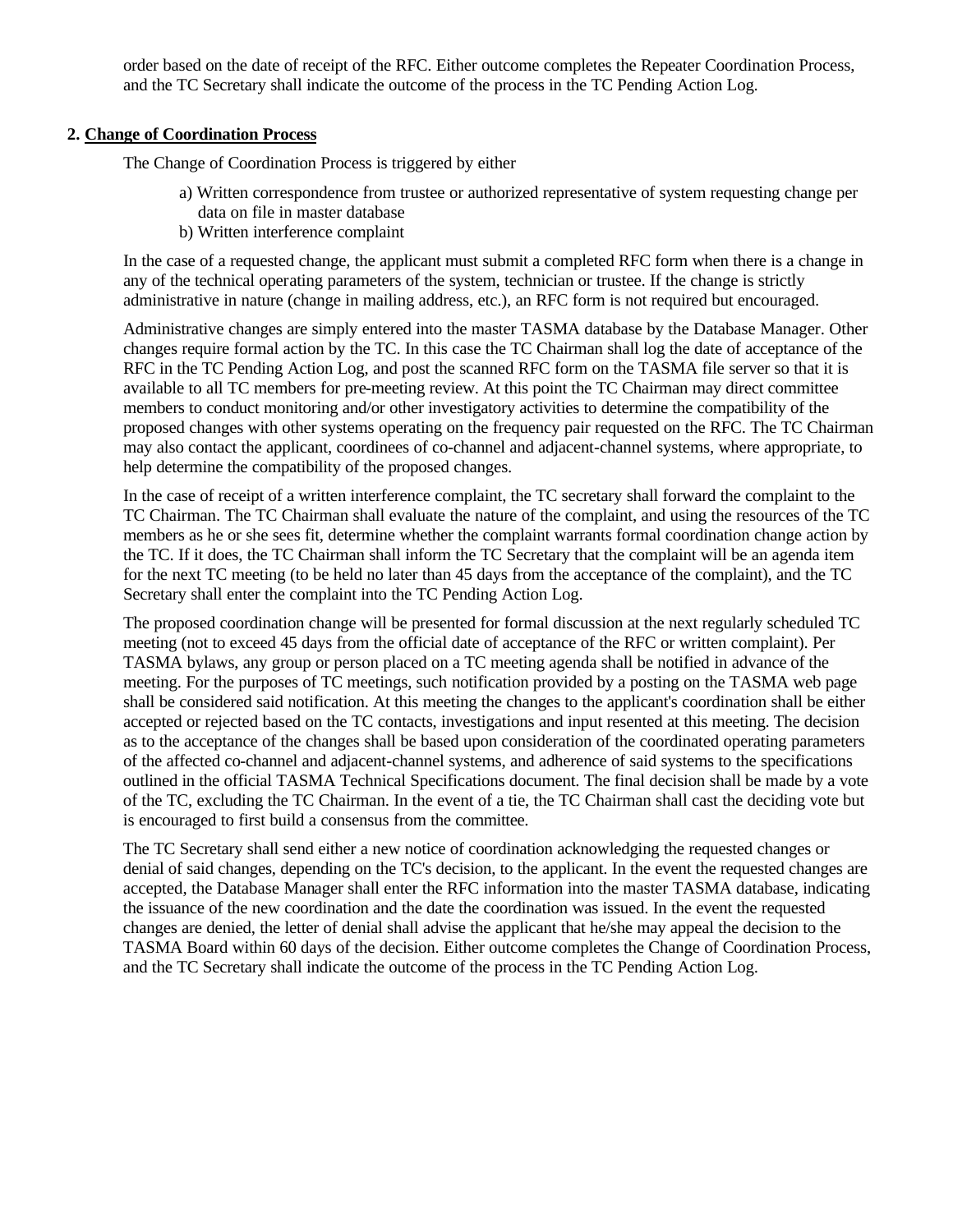order based on the date of receipt of the RFC. Either outcome completes the Repeater Coordination Process, and the TC Secretary shall indicate the outcome of the process in the TC Pending Action Log.

**2. Change of Coordination Process**

The Change of Coordination Process is triggered by either

a) Written correspondence from trustee or authorized representative of system requesting change per data on file in master database
b) Written interference complaint

In the case of a requested change, the applicant must submit a completed RFC form when there is a change in any of the technical operating parameters of the system, technician or trustee. If the change is strictly administrative in nature (change in mailing address, etc.), an RFC form is not required but encouraged.

Administrative changes are simply entered into the master TASMA database by the Database Manager. Other changes require formal action by the TC. In this case the TC Chairman shall log the date of acceptance of the RFC in the TC Pending Action Log, and post the scanned RFC form on the TASMA file server so that it is available to all TC members for pre-meeting review. At this point the TC Chairman may direct committee members to conduct monitoring and/or other investigatory activities to determine the compatibility of the proposed changes with other systems operating on the frequency pair requested on the RFC. The TC Chairman may also contact the applicant, coordinees of co-channel and adjacent-channel systems, where appropriate, to help determine the compatibility of the proposed changes.

In the case of receipt of a written interference complaint, the TC secretary shall forward the complaint to the TC Chairman. The TC Chairman shall evaluate the nature of the complaint, and using the resources of the TC members as he or she sees fit, determine whether the complaint warrants formal coordination change action by the TC. If it does, the TC Chairman shall inform the TC Secretary that the complaint will be an agenda item for the next TC meeting (to be held no later than 45 days from the acceptance of the complaint), and the TC Secretary shall enter the complaint into the TC Pending Action Log.

The proposed coordination change will be presented for formal discussion at the next regularly scheduled TC meeting (not to exceed 45 days from the official date of acceptance of the RFC or written complaint). Per TASMA bylaws, any group or person placed on a TC meeting agenda shall be notified in advance of the meeting. For the purposes of TC meetings, such notification provided by a posting on the TASMA web page shall be considered said notification. At this meeting the changes to the applicant's coordination shall be either accepted or rejected based on the TC contacts, investigations and input resented at this meeting. The decision as to the acceptance of the changes shall be based upon consideration of the coordinated operating parameters of the affected co-channel and adjacent-channel systems, and adherence of said systems to the specifications outlined in the official TASMA Technical Specifications document. The final decision shall be made by a vote of the TC, excluding the TC Chairman. In the event of a tie, the TC Chairman shall cast the deciding vote but is encouraged to first build a consensus from the committee.

The TC Secretary shall send either a new notice of coordination acknowledging the requested changes or denial of said changes, depending on the TC's decision, to the applicant. In the event the requested changes are accepted, the Database Manager shall enter the RFC information into the master TASMA database, indicating the issuance of the new coordination and the date the coordination was issued. In the event the requested changes are denied, the letter of denial shall advise the applicant that he/she may appeal the decision to the TASMA Board within 60 days of the decision. Either outcome completes the Change of Coordination Process, and the TC Secretary shall indicate the outcome of the process in the TC Pending Action Log.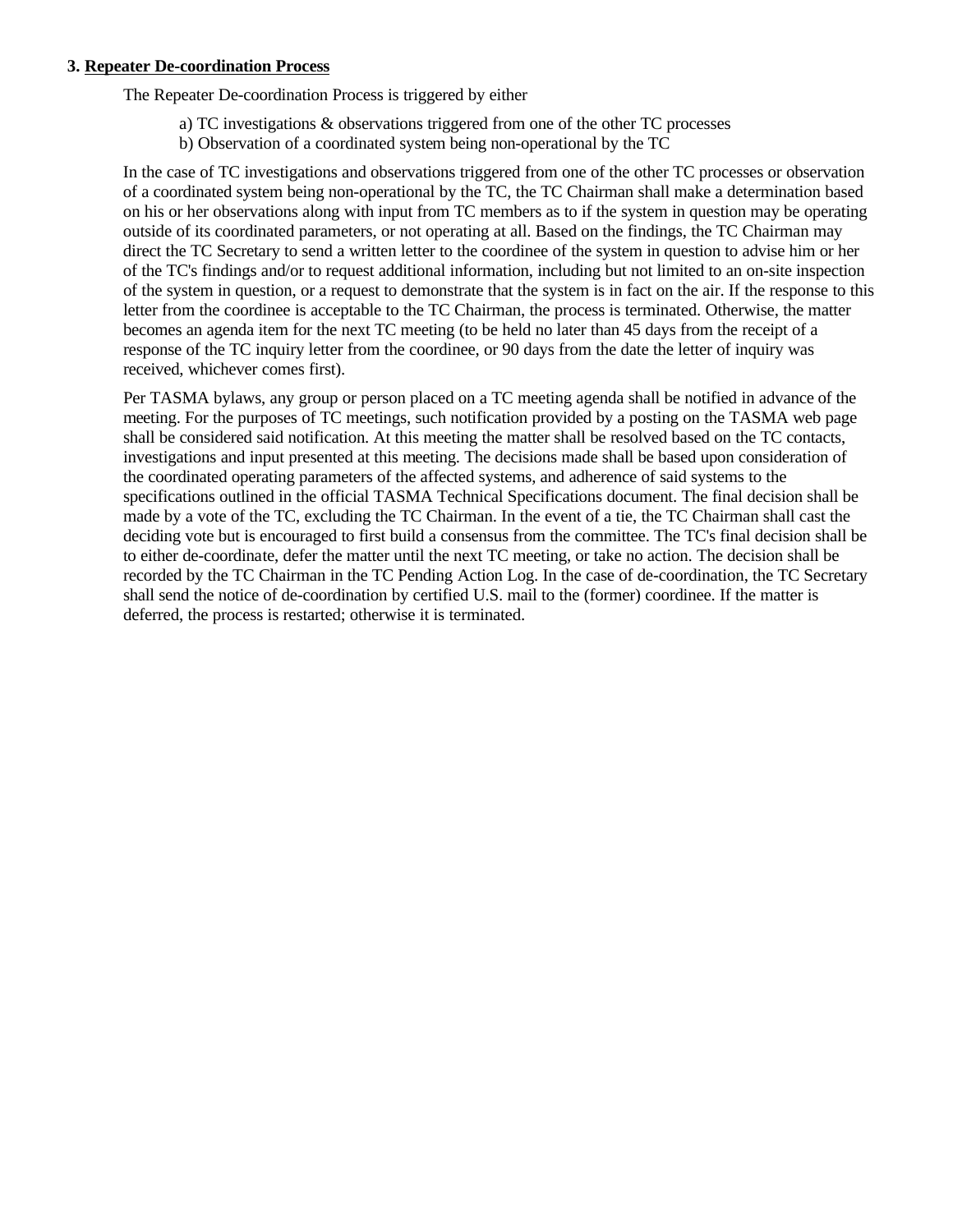### 3. **Repeater De-coordination Process**

The Repeater De-coordination Process is triggered by either

a) TC investigations & observations triggered from one of the other TC processes
b) Observation of a coordinated system being non-operational by the TC

In the case of TC investigations and observations triggered from one of the other TC processes or observation of a coordinated system being non-operational by the TC, the TC Chairman shall make a determination based on his or her observations along with input from TC members as to if the system in question may be operating outside of its coordinated parameters, or not operating at all. Based on the findings, the TC Chairman may direct the TC Secretary to send a written letter to the coordinee of the system in question to advise him or her of the TC's findings and/or to request additional information, including but not limited to an on-site inspection of the system in question, or a request to demonstrate that the system is in fact on the air. If the response to this letter from the coordinee is acceptable to the TC Chairman, the process is terminated. Otherwise, the matter becomes an agenda item for the next TC meeting (to be held no later than 45 days from the receipt of a response of the TC inquiry letter from the coordinee, or 90 days from the date the letter of inquiry was received, whichever comes first).

Per TASMA bylaws, any group or person placed on a TC meeting agenda shall be notified in advance of the meeting. For the purposes of TC meetings, such notification provided by a posting on the TASMA web page shall be considered said notification. At this meeting the matter shall be resolved based on the TC contacts, investigations and input presented at this meeting. The decisions made shall be based upon consideration of the coordinated operating parameters of the affected systems, and adherence of said systems to the specifications outlined in the official TASMA Technical Specifications document. The final decision shall be made by a vote of the TC, excluding the TC Chairman. In the event of a tie, the TC Chairman shall cast the deciding vote but is encouraged to first build a consensus from the committee. The TC's final decision shall be to either de-coordinate, defer the matter until the next TC meeting, or take no action. The decision shall be recorded by the TC Chairman in the TC Pending Action Log. In the case of de-coordination, the TC Secretary shall send the notice of de-coordination by certified U.S. mail to the (former) coordinee. If the matter is deferred, the process is restarted; otherwise it is terminated.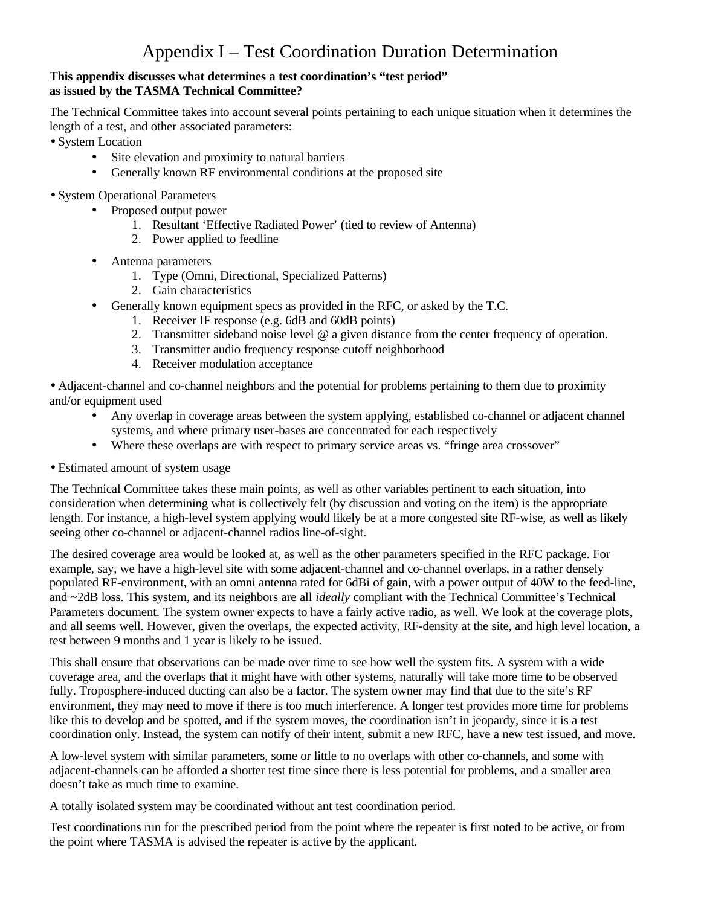# Appendix I – Test Coordination Duration Determination

**This appendix discusses what determines a test coordination's "test period" as issued by the TASMA Technical Committee?**

The Technical Committee takes into account several points pertaining to each unique situation when it determines the length of a test, and other associated parameters:

- System Location
  - Site elevation and proximity to natural barriers
  - Generally known RF environmental conditions at the proposed site
- System Operational Parameters
  - Proposed output power
    1. Resultant 'Effective Radiated Power' (tied to review of Antenna)
    2. Power applied to feedline
  - Antenna parameters
    1. Type (Omni, Directional, Specialized Patterns)
    2. Gain characteristics
  - Generally known equipment specs as provided in the RFC, or asked by the T.C.
    1. Receiver IF response (e.g. 6dB and 60dB points)
    2. Transmitter sideband noise level @ a given distance from the center frequency of operation.
    3. Transmitter audio frequency response cutoff neighborhood
    4. Receiver modulation acceptance
- Adjacent-channel and co-channel neighbors and the potential for problems pertaining to them due to proximity and/or equipment used
  - Any overlap in coverage areas between the system applying, established co-channel or adjacent channel systems, and where primary user-bases are concentrated for each respectively
  - Where these overlaps are with respect to primary service areas vs. "fringe area crossover"
- Estimated amount of system usage

The Technical Committee takes these main points, as well as other variables pertinent to each situation, into consideration when determining what is collectively felt (by discussion and voting on the item) is the appropriate length. For instance, a high-level system applying would likely be at a more congested site RF-wise, as well as likely seeing other co-channel or adjacent-channel radios line-of-sight.

The desired coverage area would be looked at, as well as the other parameters specified in the RFC package. For example, say, we have a high-level site with some adjacent-channel and co-channel overlaps, in a rather densely populated RF-environment, with an omni antenna rated for 6dBi of gain, with a power output of 40W to the feed-line, and ~2dB loss. This system, and its neighbors are all *ideally* compliant with the Technical Committee's Technical Parameters document. The system owner expects to have a fairly active radio, as well. We look at the coverage plots, and all seems well. However, given the overlaps, the expected activity, RF-density at the site, and high level location, a test between 9 months and 1 year is likely to be issued.

This shall ensure that observations can be made over time to see how well the system fits. A system with a wide coverage area, and the overlaps that it might have with other systems, naturally will take more time to be observed fully. Troposphere-induced ducting can also be a factor. The system owner may find that due to the site's RF environment, they may need to move if there is too much interference. A longer test provides more time for problems like this to develop and be spotted, and if the system moves, the coordination isn't in jeopardy, since it is a test coordination only. Instead, the system can notify of their intent, submit a new RFC, have a new test issued, and move.

A low-level system with similar parameters, some or little to no overlaps with other co-channels, and some with adjacent-channels can be afforded a shorter test time since there is less potential for problems, and a smaller area doesn't take as much time to examine.

A totally isolated system may be coordinated without ant test coordination period.

Test coordinations run for the prescribed period from the point where the repeater is first noted to be active, or from the point where TASMA is advised the repeater is active by the applicant.